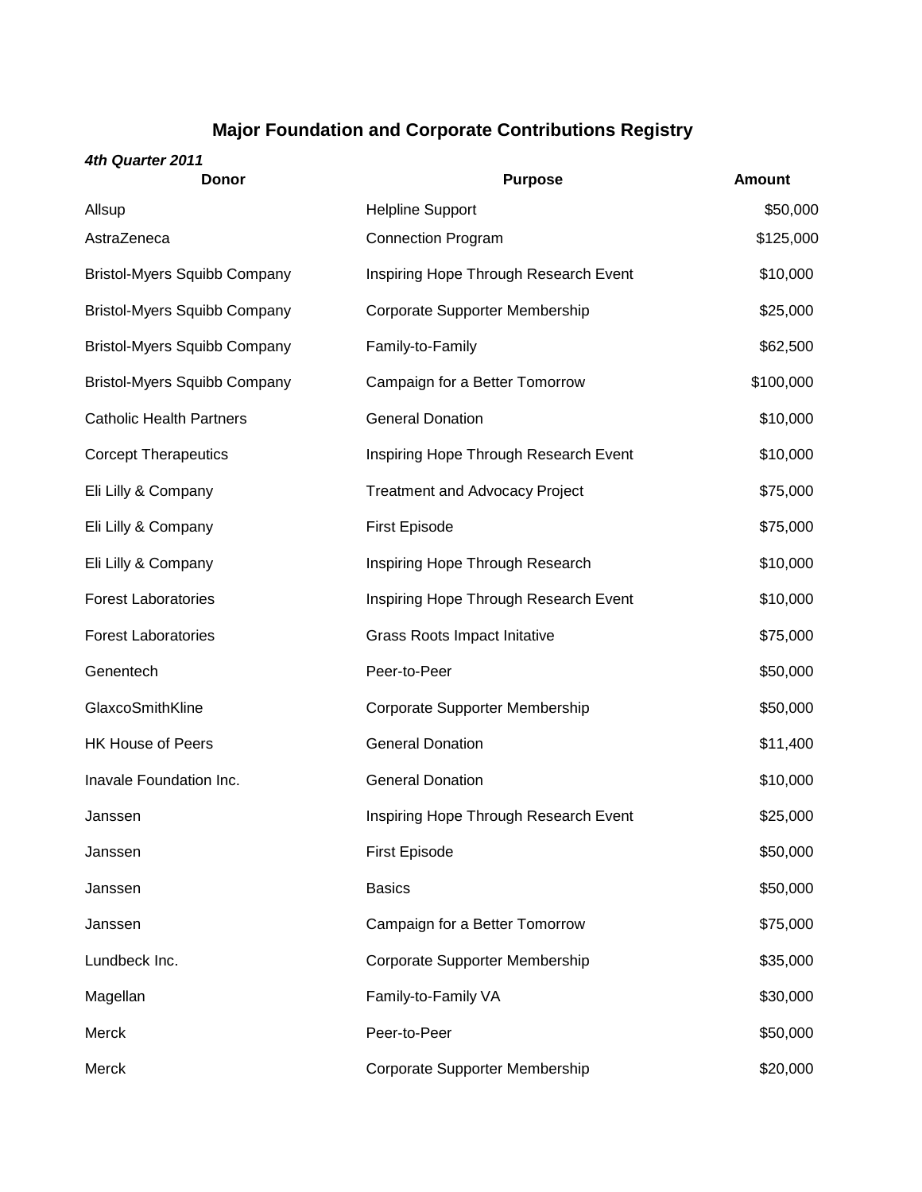# Major Foundation and Corporate Contributions Registry

***4th Quarter 2011***

| Donor | Purpose | Amount |
|---|---|---|
| Allsup | Helpline Support | $50,000 |
| AstraZeneca | Connection Program | $125,000 |
| Bristol-Myers Squibb Company | Inspiring Hope Through Research Event | $10,000 |
| Bristol-Myers Squibb Company | Corporate Supporter Membership | $25,000 |
| Bristol-Myers Squibb Company | Family-to-Family | $62,500 |
| Bristol-Myers Squibb Company | Campaign for a Better Tomorrow | $100,000 |
| Catholic Health Partners | General Donation | $10,000 |
| Corcept Therapeutics | Inspiring Hope Through Research Event | $10,000 |
| Eli Lilly & Company | Treatment and Advocacy Project | $75,000 |
| Eli Lilly & Company | First Episode | $75,000 |
| Eli Lilly & Company | Inspiring Hope Through Research | $10,000 |
| Forest Laboratories | Inspiring Hope Through Research Event | $10,000 |
| Forest Laboratories | Grass Roots Impact Initative | $75,000 |
| Genentech | Peer-to-Peer | $50,000 |
| GlaxcoSmithKline | Corporate Supporter Membership | $50,000 |
| HK House of Peers | General Donation | $11,400 |
| Inavale Foundation Inc. | General Donation | $10,000 |
| Janssen | Inspiring Hope Through Research Event | $25,000 |
| Janssen | First Episode | $50,000 |
| Janssen | Basics | $50,000 |
| Janssen | Campaign for a Better Tomorrow | $75,000 |
| Lundbeck Inc. | Corporate Supporter Membership | $35,000 |
| Magellan | Family-to-Family VA | $30,000 |
| Merck | Peer-to-Peer | $50,000 |
| Merck | Corporate Supporter Membership | $20,000 |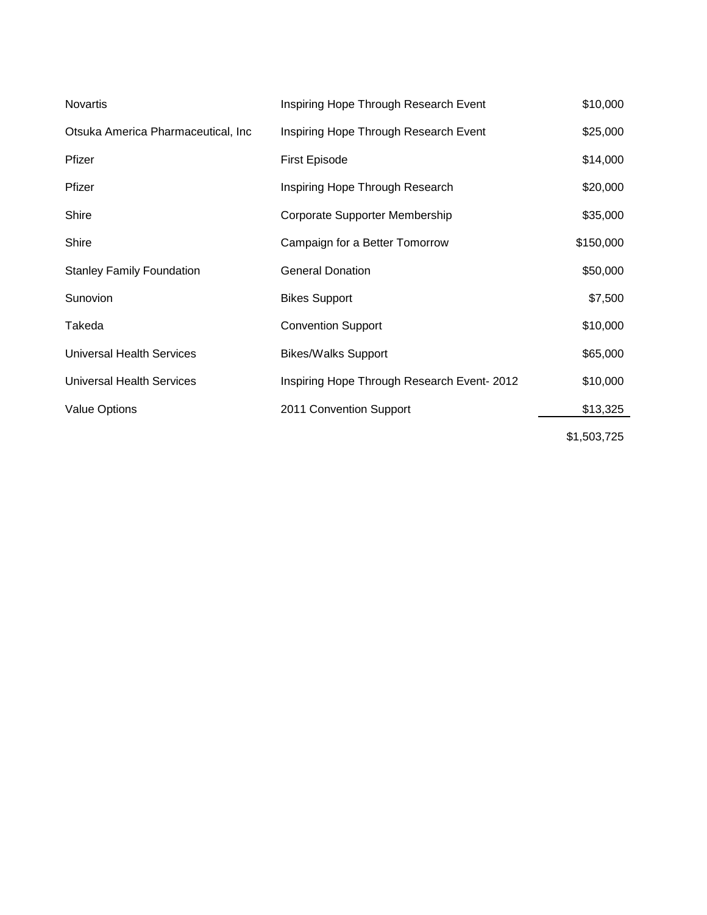| | | |
|---|---|---|
| Novartis | Inspiring Hope Through Research Event | $10,000 |
| Otsuka America Pharmaceutical, Inc | Inspiring Hope Through Research Event | $25,000 |
| Pfizer | First Episode | $14,000 |
| Pfizer | Inspiring Hope Through Research | $20,000 |
| Shire | Corporate Supporter Membership | $35,000 |
| Shire | Campaign for a Better Tomorrow | $150,000 |
| Stanley Family Foundation | General Donation | $50,000 |
| Sunovion | Bikes Support | $7,500 |
| Takeda | Convention Support | $10,000 |
| Universal Health Services | Bikes/Walks Support | $65,000 |
| Universal Health Services | Inspiring Hope Through Research Event- 2012 | $10,000 |
| Value Options | 2011 Convention Support | $13,325 |
| | | $1,503,725 |